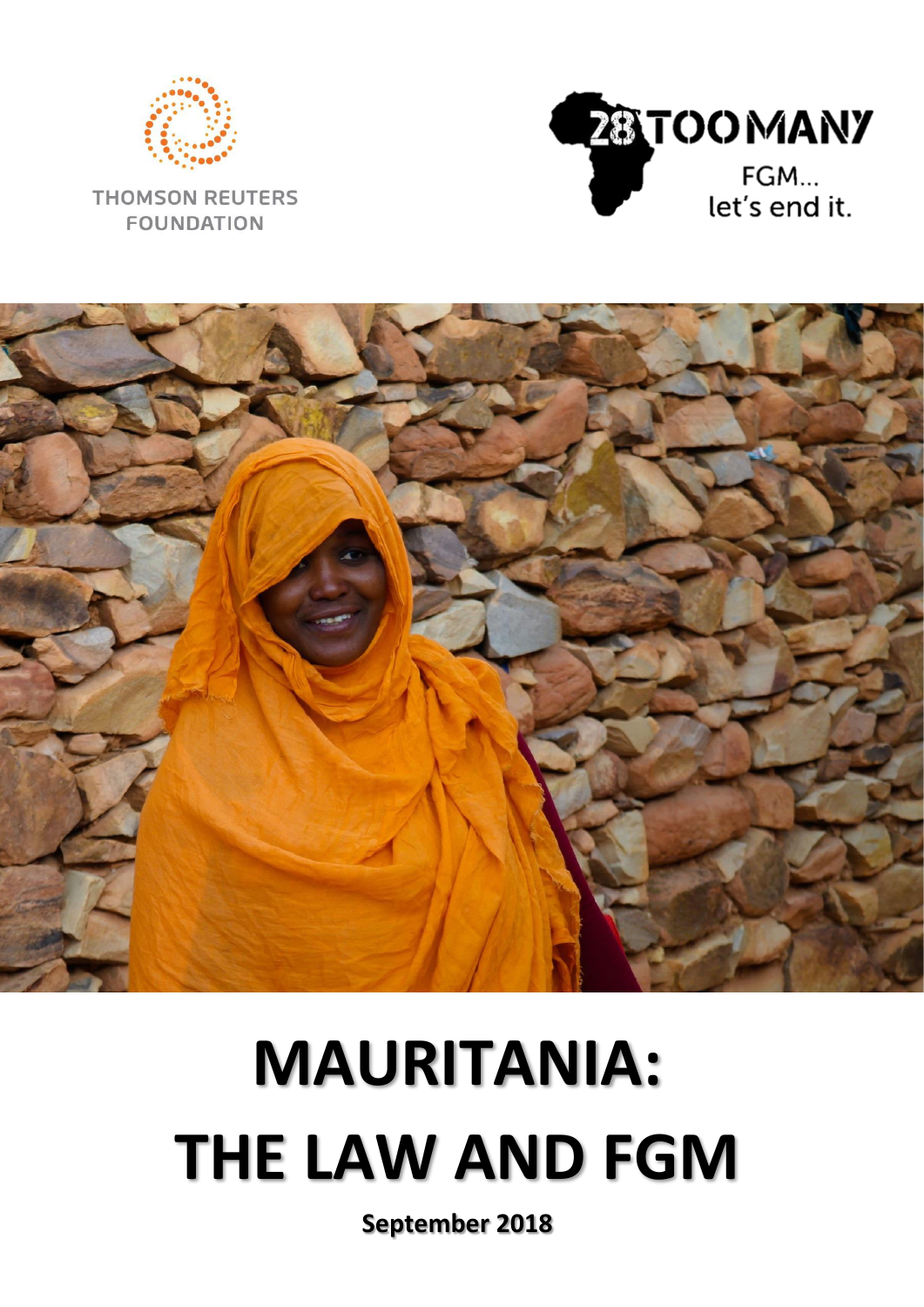THOMSON REUTERS FOUNDATION

28 TOO MANY

FGM... let's end it.

# MAURITANIA: THE LAW AND FGM

**September 2018**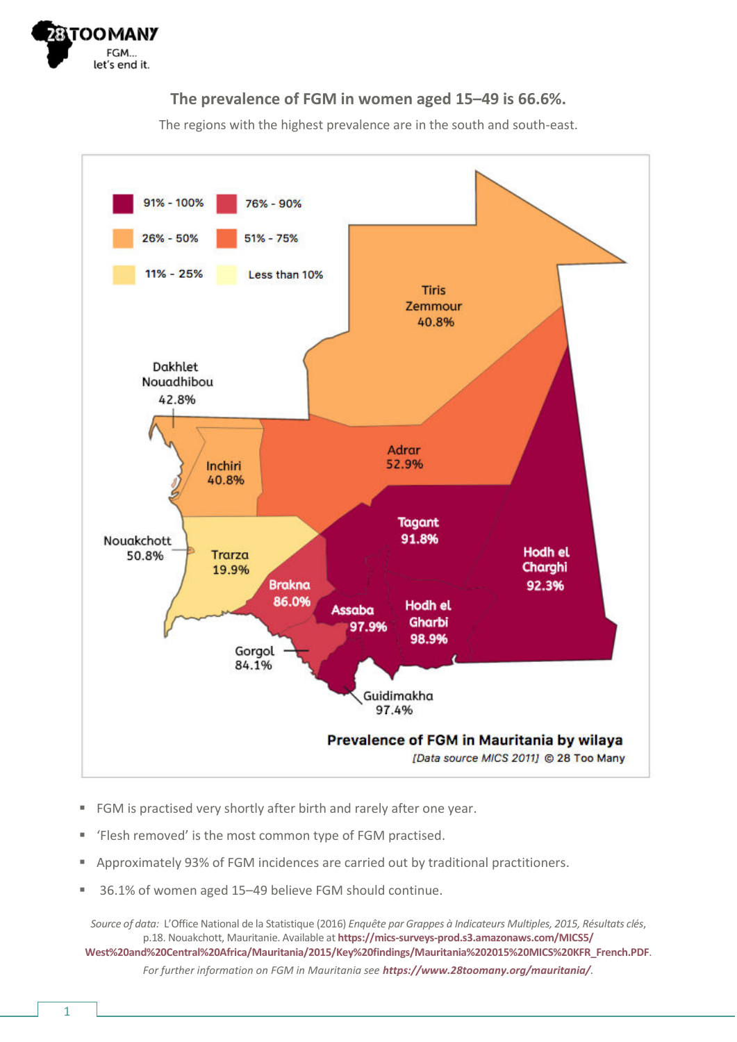## The prevalence of FGM in women aged 15–49 is 66.6%.

The regions with the highest prevalence are in the south and south-east.

91% - 100%
76% - 90%
26% - 50%
51% - 75%
11% - 25%
Less than 10%

Tiris Zemmour 40.8%

Dakhlet Nouadhibou 42.8%

Inchiri 40.8%

Adrar 52.9%

Tagant 91.8%

Hodh el Charghi 92.3%

Nouakchott 50.8%

Trarza 19.9%

Brakna 86.0%

Assaba 97.9%

Hodh el Gharbi 98.9%

Gorgol 84.1%

Guidimakha 97.4%

**Prevalence of FGM in Mauritania by wilaya**

*[Data source MICS 2011]* © 28 Too Many

- FGM is practised very shortly after birth and rarely after one year.
- 'Flesh removed' is the most common type of FGM practised.
- Approximately 93% of FGM incidences are carried out by traditional practitioners.
- 36.1% of women aged 15–49 believe FGM should continue.

*Source of data:* L'Office National de la Statistique (2016) *Enquête par Grappes à Indicateurs Multiples, 2015, Résultats clés*, p.18. Nouakchott, Mauritanie. Available at **https://mics-surveys-prod.s3.amazonaws.com/MICS5/West%20and%20Central%20Africa/Mauritania/2015/Key%20findings/Mauritania%202015%20MICS%20KFR_French.PDF**.

*For further information on FGM in Mauritania see* ***https://www.28toomany.org/mauritania/***.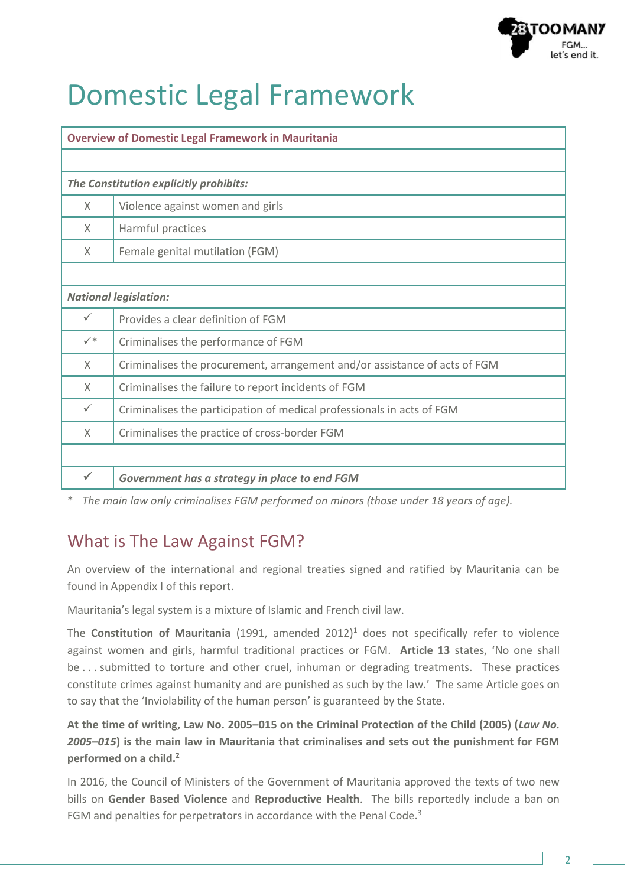# Domestic Legal Framework

| Overview of Domestic Legal Framework in Mauritania | |
|---|---|
| | |
| ***The Constitution explicitly prohibits:*** | |
| X | Violence against women and girls |
| X | Harmful practices |
| X | Female genital mutilation (FGM) |
| | |
| ***National legislation:*** | |
| ✓ | Provides a clear definition of FGM |
| ✓* | Criminalises the performance of FGM |
| X | Criminalises the procurement, arrangement and/or assistance of acts of FGM |
| X | Criminalises the failure to report incidents of FGM |
| ✓ | Criminalises the participation of medical professionals in acts of FGM |
| X | Criminalises the practice of cross-border FGM |
| | |
| ✓ | ***Government has a strategy in place to end FGM*** |

\* *The main law only criminalises FGM performed on minors (those under 18 years of age).*

## What is The Law Against FGM?

An overview of the international and regional treaties signed and ratified by Mauritania can be found in Appendix I of this report.

Mauritania's legal system is a mixture of Islamic and French civil law.

The **Constitution of Mauritania** (1991, amended 2012)[1] does not specifically refer to violence against women and girls, harmful traditional practices or FGM. **Article 13** states, 'No one shall be . . . submitted to torture and other cruel, inhuman or degrading treatments. These practices constitute crimes against humanity and are punished as such by the law.' The same Article goes on to say that the 'Inviolability of the human person' is guaranteed by the State.

**At the time of writing, Law No. 2005–015 on the Criminal Protection of the Child (2005) (*Law No. 2005–015*) is the main law in Mauritania that criminalises and sets out the punishment for FGM performed on a child.[2]**

In 2016, the Council of Ministers of the Government of Mauritania approved the texts of two new bills on **Gender Based Violence** and **Reproductive Health**. The bills reportedly include a ban on FGM and penalties for perpetrators in accordance with the Penal Code.[3]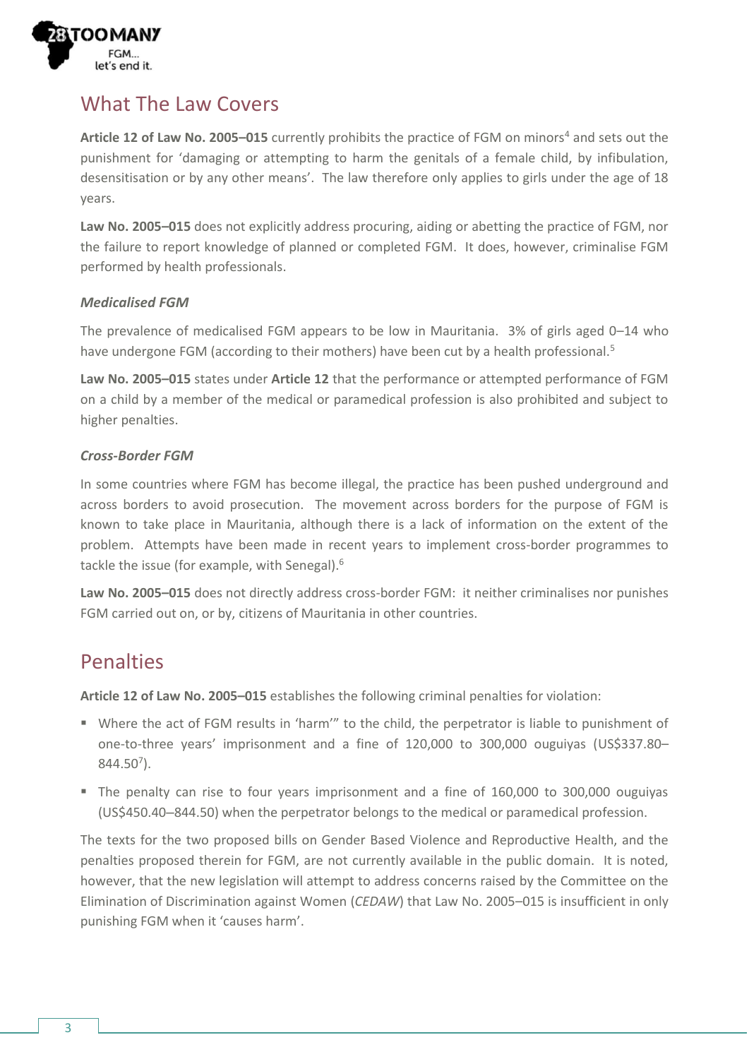## What The Law Covers

**Article 12 of Law No. 2005–015** currently prohibits the practice of FGM on minors[4] and sets out the punishment for 'damaging or attempting to harm the genitals of a female child, by infibulation, desensitisation or by any other means'. The law therefore only applies to girls under the age of 18 years.

**Law No. 2005–015** does not explicitly address procuring, aiding or abetting the practice of FGM, nor the failure to report knowledge of planned or completed FGM. It does, however, criminalise FGM performed by health professionals.

### *Medicalised FGM*

The prevalence of medicalised FGM appears to be low in Mauritania. 3% of girls aged 0–14 who have undergone FGM (according to their mothers) have been cut by a health professional.[5]

**Law No. 2005–015** states under **Article 12** that the performance or attempted performance of FGM on a child by a member of the medical or paramedical profession is also prohibited and subject to higher penalties.

### *Cross-Border FGM*

In some countries where FGM has become illegal, the practice has been pushed underground and across borders to avoid prosecution. The movement across borders for the purpose of FGM is known to take place in Mauritania, although there is a lack of information on the extent of the problem. Attempts have been made in recent years to implement cross-border programmes to tackle the issue (for example, with Senegal).[6]

**Law No. 2005–015** does not directly address cross-border FGM: it neither criminalises nor punishes FGM carried out on, or by, citizens of Mauritania in other countries.

## Penalties

**Article 12 of Law No. 2005–015** establishes the following criminal penalties for violation:

- Where the act of FGM results in 'harm'" to the child, the perpetrator is liable to punishment of one-to-three years' imprisonment and a fine of 120,000 to 300,000 ouguiyas (US$337.80–844.50[7]).
- The penalty can rise to four years imprisonment and a fine of 160,000 to 300,000 ouguiyas (US$450.40–844.50) when the perpetrator belongs to the medical or paramedical profession.

The texts for the two proposed bills on Gender Based Violence and Reproductive Health, and the penalties proposed therein for FGM, are not currently available in the public domain. It is noted, however, that the new legislation will attempt to address concerns raised by the Committee on the Elimination of Discrimination against Women (*CEDAW*) that Law No. 2005–015 is insufficient in only punishing FGM when it 'causes harm'.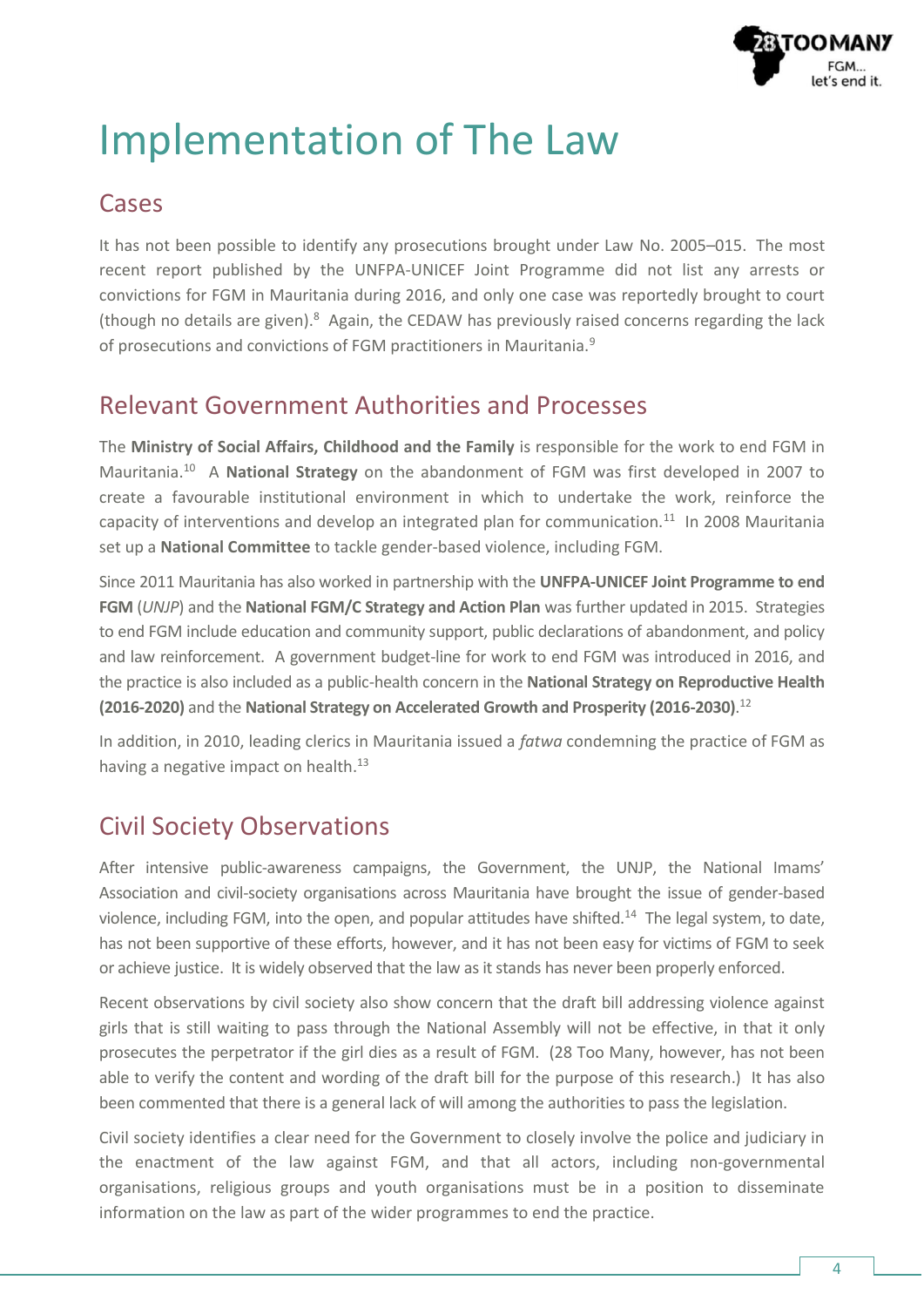# Implementation of The Law

## Cases

It has not been possible to identify any prosecutions brought under Law No. 2005–015. The most recent report published by the UNFPA-UNICEF Joint Programme did not list any arrests or convictions for FGM in Mauritania during 2016, and only one case was reportedly brought to court (though no details are given).[8] Again, the CEDAW has previously raised concerns regarding the lack of prosecutions and convictions of FGM practitioners in Mauritania.[9]

## Relevant Government Authorities and Processes

The **Ministry of Social Affairs, Childhood and the Family** is responsible for the work to end FGM in Mauritania.[10] A **National Strategy** on the abandonment of FGM was first developed in 2007 to create a favourable institutional environment in which to undertake the work, reinforce the capacity of interventions and develop an integrated plan for communication.[11] In 2008 Mauritania set up a **National Committee** to tackle gender-based violence, including FGM.

Since 2011 Mauritania has also worked in partnership with the **UNFPA-UNICEF Joint Programme to end FGM** (*UNJP*) and the **National FGM/C Strategy and Action Plan** was further updated in 2015. Strategies to end FGM include education and community support, public declarations of abandonment, and policy and law reinforcement. A government budget-line for work to end FGM was introduced in 2016, and the practice is also included as a public-health concern in the **National Strategy on Reproductive Health (2016-2020)** and the **National Strategy on Accelerated Growth and Prosperity (2016-2030)**.[12]

In addition, in 2010, leading clerics in Mauritania issued a *fatwa* condemning the practice of FGM as having a negative impact on health.[13]

## Civil Society Observations

After intensive public-awareness campaigns, the Government, the UNJP, the National Imams' Association and civil-society organisations across Mauritania have brought the issue of gender-based violence, including FGM, into the open, and popular attitudes have shifted.[14] The legal system, to date, has not been supportive of these efforts, however, and it has not been easy for victims of FGM to seek or achieve justice. It is widely observed that the law as it stands has never been properly enforced.

Recent observations by civil society also show concern that the draft bill addressing violence against girls that is still waiting to pass through the National Assembly will not be effective, in that it only prosecutes the perpetrator if the girl dies as a result of FGM. (28 Too Many, however, has not been able to verify the content and wording of the draft bill for the purpose of this research.) It has also been commented that there is a general lack of will among the authorities to pass the legislation.

Civil society identifies a clear need for the Government to closely involve the police and judiciary in the enactment of the law against FGM, and that all actors, including non-governmental organisations, religious groups and youth organisations must be in a position to disseminate information on the law as part of the wider programmes to end the practice.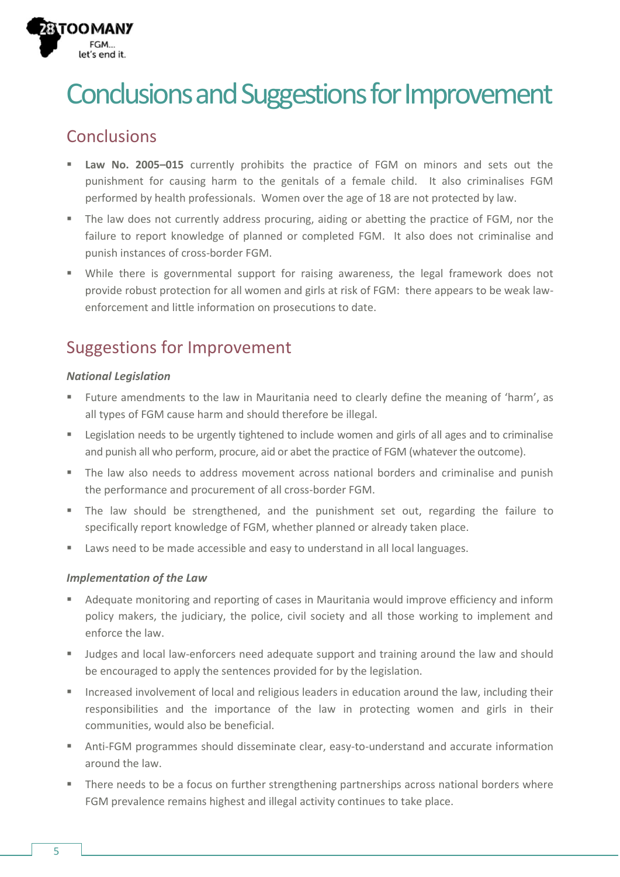# Conclusions and Suggestions for Improvement

## Conclusions

- **Law No. 2005–015** currently prohibits the practice of FGM on minors and sets out the punishment for causing harm to the genitals of a female child. It also criminalises FGM performed by health professionals. Women over the age of 18 are not protected by law.
- The law does not currently address procuring, aiding or abetting the practice of FGM, nor the failure to report knowledge of planned or completed FGM. It also does not criminalise and punish instances of cross-border FGM.
- While there is governmental support for raising awareness, the legal framework does not provide robust protection for all women and girls at risk of FGM: there appears to be weak law-enforcement and little information on prosecutions to date.

## Suggestions for Improvement

***National Legislation***

- Future amendments to the law in Mauritania need to clearly define the meaning of 'harm', as all types of FGM cause harm and should therefore be illegal.
- Legislation needs to be urgently tightened to include women and girls of all ages and to criminalise and punish all who perform, procure, aid or abet the practice of FGM (whatever the outcome).
- The law also needs to address movement across national borders and criminalise and punish the performance and procurement of all cross-border FGM.
- The law should be strengthened, and the punishment set out, regarding the failure to specifically report knowledge of FGM, whether planned or already taken place.
- Laws need to be made accessible and easy to understand in all local languages.

***Implementation of the Law***

- Adequate monitoring and reporting of cases in Mauritania would improve efficiency and inform policy makers, the judiciary, the police, civil society and all those working to implement and enforce the law.
- Judges and local law-enforcers need adequate support and training around the law and should be encouraged to apply the sentences provided for by the legislation.
- Increased involvement of local and religious leaders in education around the law, including their responsibilities and the importance of the law in protecting women and girls in their communities, would also be beneficial.
- Anti-FGM programmes should disseminate clear, easy-to-understand and accurate information around the law.
- There needs to be a focus on further strengthening partnerships across national borders where FGM prevalence remains highest and illegal activity continues to take place.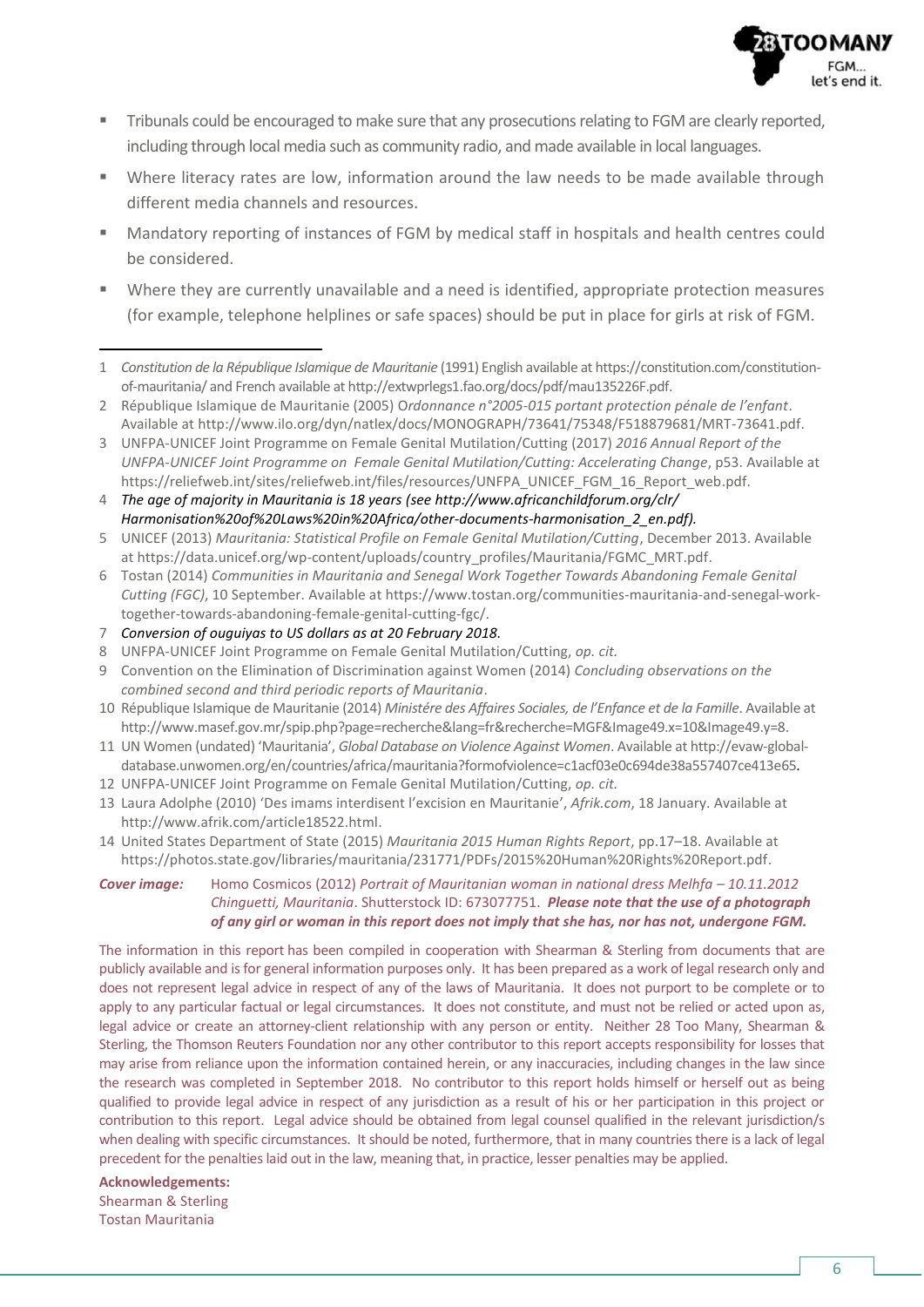- Tribunals could be encouraged to make sure that any prosecutions relating to FGM are clearly reported, including through local media such as community radio, and made available in local languages.
- Where literacy rates are low, information around the law needs to be made available through different media channels and resources.
- Mandatory reporting of instances of FGM by medical staff in hospitals and health centres could be considered.
- Where they are currently unavailable and a need is identified, appropriate protection measures (for example, telephone helplines or safe spaces) should be put in place for girls at risk of FGM.

---

1 *Constitution de la République Islamique de Mauritanie* (1991) English available at https://constitution.com/constitution-of-mauritania/ and French available at http://extwprlegs1.fao.org/docs/pdf/mau135226F.pdf.

2 République Islamique de Mauritanie (2005) O*rdonnance n°2005-015 portant protection pénale de l'enfant*. Available at http://www.ilo.org/dyn/natlex/docs/MONOGRAPH/73641/75348/F518879681/MRT-73641.pdf.

3 UNFPA-UNICEF Joint Programme on Female Genital Mutilation/Cutting (2017) *2016 Annual Report of the UNFPA-UNICEF Joint Programme on Female Genital Mutilation/Cutting: Accelerating Change*, p53. Available at https://reliefweb.int/sites/reliefweb.int/files/resources/UNFPA_UNICEF_FGM_16_Report_web.pdf.

4 *The age of majority in Mauritania is 18 years (see http://www.africanchildforum.org/clr/Harmonisation%20of%20Laws%20in%20Africa/other-documents-harmonisation_2_en.pdf).*

5 UNICEF (2013) *Mauritania: Statistical Profile on Female Genital Mutilation/Cutting*, December 2013. Available at https://data.unicef.org/wp-content/uploads/country_profiles/Mauritania/FGMC_MRT.pdf.

6 Tostan (2014) *Communities in Mauritania and Senegal Work Together Towards Abandoning Female Genital Cutting (FGC)*, 10 September. Available at https://www.tostan.org/communities-mauritania-and-senegal-work-together-towards-abandoning-female-genital-cutting-fgc/.

7 *Conversion of ouguiyas to US dollars as at 20 February 2018.*

8 UNFPA-UNICEF Joint Programme on Female Genital Mutilation/Cutting, *op. cit.*

9 Convention on the Elimination of Discrimination against Women (2014) *Concluding observations on the combined second and third periodic reports of Mauritania*.

10 République Islamique de Mauritanie (2014) *Ministére des Affaires Sociales, de l'Enfance et de la Famille*. Available at http://www.masef.gov.mr/spip.php?page=recherche&lang=fr&recherche=MGF&Image49.x=10&Image49.y=8.

11 UN Women (undated) 'Mauritania', *Global Database on Violence Against Women*. Available at http://evaw-global-database.unwomen.org/en/countries/africa/mauritania?formofviolence=c1acf03e0c694de38a557407ce413e65.

12 UNFPA-UNICEF Joint Programme on Female Genital Mutilation/Cutting, *op. cit.*

13 Laura Adolphe (2010) 'Des imams interdisent l'excision en Mauritanie', *Afrik.com*, 18 January. Available at http://www.afrik.com/article18522.html.

14 United States Department of State (2015) *Mauritania 2015 Human Rights Report*, pp.17–18. Available at https://photos.state.gov/libraries/mauritania/231771/PDFs/2015%20Human%20Rights%20Report.pdf.

***Cover image:*** Homo Cosmicos (2012) *Portrait of Mauritanian woman in national dress Melhfa – 10.11.2012 Chinguetti, Mauritania*. Shutterstock ID: 673077751. ***Please note that the use of a photograph of any girl or woman in this report does not imply that she has, nor has not, undergone FGM.***

The information in this report has been compiled in cooperation with Shearman & Sterling from documents that are publicly available and is for general information purposes only. It has been prepared as a work of legal research only and does not represent legal advice in respect of any of the laws of Mauritania. It does not purport to be complete or to apply to any particular factual or legal circumstances. It does not constitute, and must not be relied or acted upon as, legal advice or create an attorney-client relationship with any person or entity. Neither 28 Too Many, Shearman & Sterling, the Thomson Reuters Foundation nor any other contributor to this report accepts responsibility for losses that may arise from reliance upon the information contained herein, or any inaccuracies, including changes in the law since the research was completed in September 2018. No contributor to this report holds himself or herself out as being qualified to provide legal advice in respect of any jurisdiction as a result of his or her participation in this project or contribution to this report. Legal advice should be obtained from legal counsel qualified in the relevant jurisdiction/s when dealing with specific circumstances. It should be noted, furthermore, that in many countries there is a lack of legal precedent for the penalties laid out in the law, meaning that, in practice, lesser penalties may be applied.

**Acknowledgements:**
Shearman & Sterling
Tostan Mauritania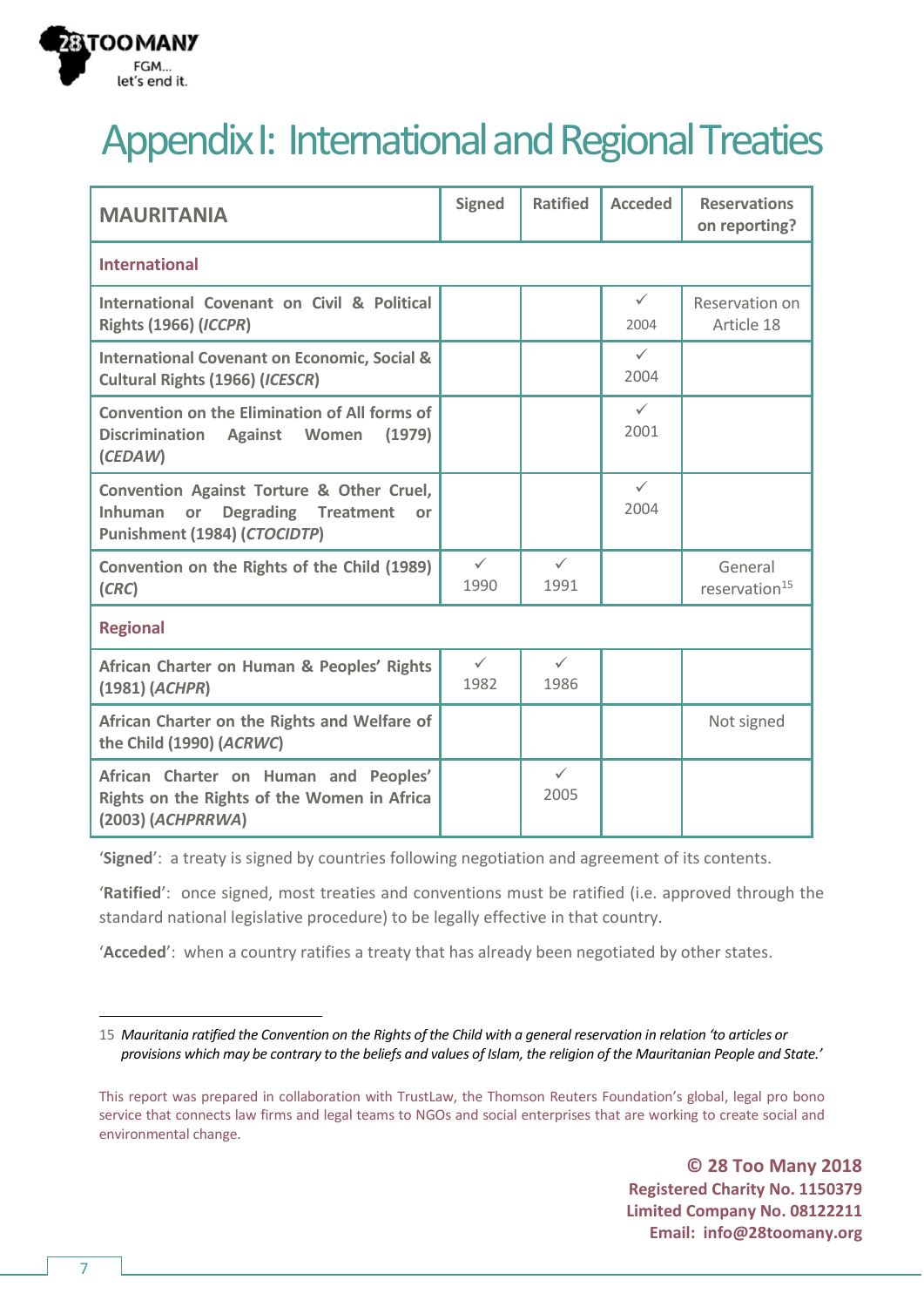# Appendix I: International and Regional Treaties

| MAURITANIA | Signed | Ratified | Acceded | Reservations on reporting? |
|---|---|---|---|---|
| **International** | | | | |
| **International Covenant on Civil & Political Rights (1966) (*ICCPR*)** | | | ✓ 2004 | Reservation on Article 18 |
| **International Covenant on Economic, Social & Cultural Rights (1966) (*ICESCR*)** | | | ✓ 2004 | |
| **Convention on the Elimination of All forms of Discrimination Against Women (1979) (*CEDAW*)** | | | ✓ 2001 | |
| **Convention Against Torture & Other Cruel, Inhuman or Degrading Treatment or Punishment (1984) (*CTOCIDTP*)** | | | ✓ 2004 | |
| **Convention on the Rights of the Child (1989) (*CRC*)** | ✓ 1990 | ✓ 1991 | | General reservation[15] |
| **Regional** | | | | |
| **African Charter on Human & Peoples' Rights (1981) (*ACHPR*)** | ✓ 1982 | ✓ 1986 | | |
| **African Charter on the Rights and Welfare of the Child (1990) (*ACRWC*)** | | | | Not signed |
| **African Charter on Human and Peoples' Rights on the Rights of the Women in Africa (2003) (*ACHPRRWA*)** | | ✓ 2005 | | |

'**Signed**': a treaty is signed by countries following negotiation and agreement of its contents.

'**Ratified**': once signed, most treaties and conventions must be ratified (i.e. approved through the standard national legislative procedure) to be legally effective in that country.

'**Acceded**': when a country ratifies a treaty that has already been negotiated by other states.

---

15 *Mauritania ratified the Convention on the Rights of the Child with a general reservation in relation 'to articles or provisions which may be contrary to the beliefs and values of Islam, the religion of the Mauritanian People and State.'*

This report was prepared in collaboration with TrustLaw, the Thomson Reuters Foundation's global, legal pro bono service that connects law firms and legal teams to NGOs and social enterprises that are working to create social and environmental change.

**© 28 Too Many 2018**
**Registered Charity No. 1150379**
**Limited Company No. 08122211**
**Email: info@28toomany.org**